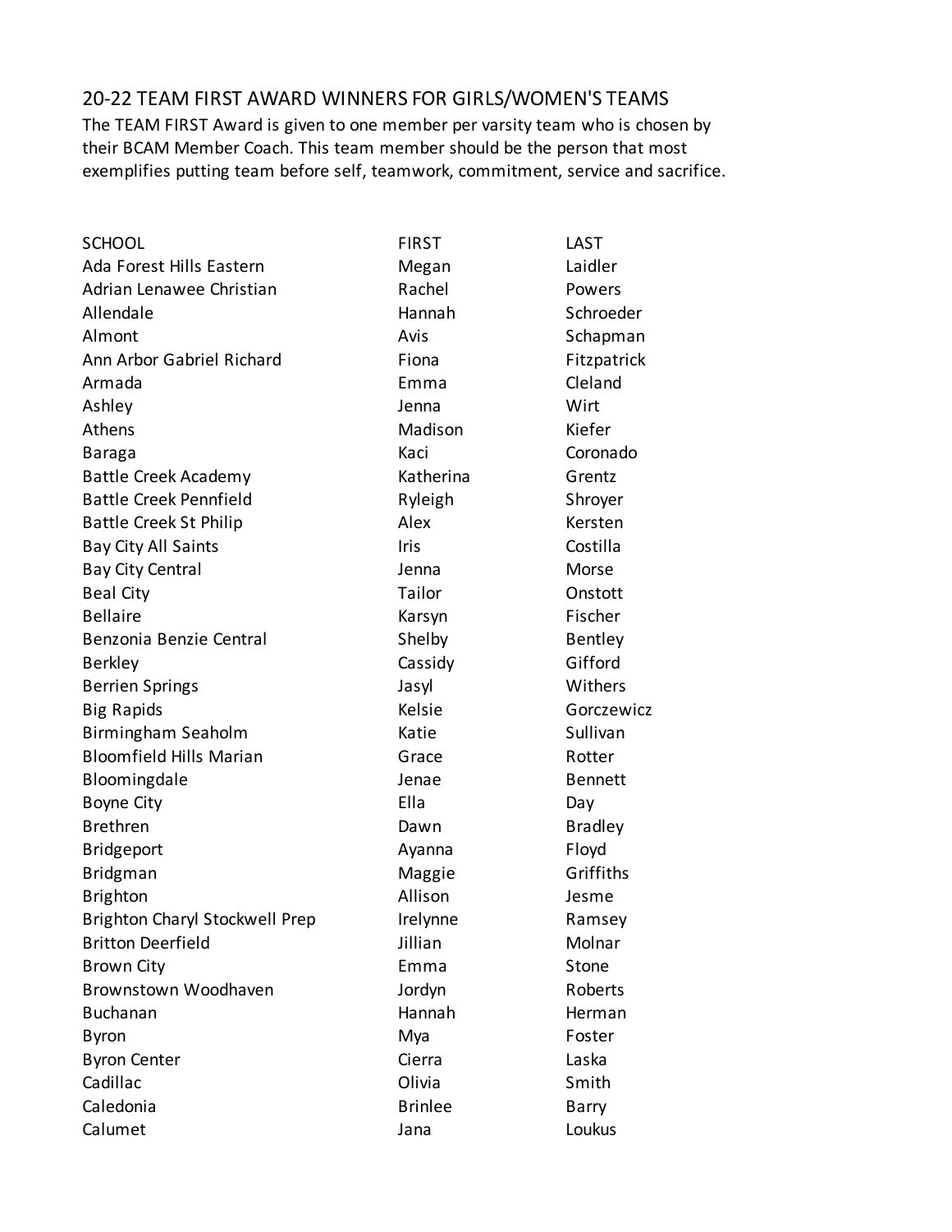# 20-22 TEAM FIRST AWARD WINNERS FOR GIRLS/WOMEN'S TEAMS

The TEAM FIRST Award is given to one member per varsity team who is chosen by their BCAM Member Coach. This team member should be the person that most exemplifies putting team before self, teamwork, commitment, service and sacrifice.

| SCHOOL | FIRST | LAST |
| --- | --- | --- |
| Ada Forest Hills Eastern | Megan | Laidler |
| Adrian Lenawee Christian | Rachel | Powers |
| Allendale | Hannah | Schroeder |
| Almont | Avis | Schapman |
| Ann Arbor Gabriel Richard | Fiona | Fitzpatrick |
| Armada | Emma | Cleland |
| Ashley | Jenna | Wirt |
| Athens | Madison | Kiefer |
| Baraga | Kaci | Coronado |
| Battle Creek Academy | Katherina | Grentz |
| Battle Creek Pennfield | Ryleigh | Shroyer |
| Battle Creek St Philip | Alex | Kersten |
| Bay City All Saints | Iris | Costilla |
| Bay City Central | Jenna | Morse |
| Beal City | Tailor | Onstott |
| Bellaire | Karsyn | Fischer |
| Benzonia Benzie Central | Shelby | Bentley |
| Berkley | Cassidy | Gifford |
| Berrien Springs | Jasyl | Withers |
| Big Rapids | Kelsie | Gorczewicz |
| Birmingham Seaholm | Katie | Sullivan |
| Bloomfield Hills Marian | Grace | Rotter |
| Bloomingdale | Jenae | Bennett |
| Boyne City | Ella | Day |
| Brethren | Dawn | Bradley |
| Bridgeport | Ayanna | Floyd |
| Bridgman | Maggie | Griffiths |
| Brighton | Allison | Jesme |
| Brighton Charyl Stockwell Prep | Irelynne | Ramsey |
| Britton Deerfield | Jillian | Molnar |
| Brown City | Emma | Stone |
| Brownstown Woodhaven | Jordyn | Roberts |
| Buchanan | Hannah | Herman |
| Byron | Mya | Foster |
| Byron Center | Cierra | Laska |
| Cadillac | Olivia | Smith |
| Caledonia | Brinlee | Barry |
| Calumet | Jana | Loukus |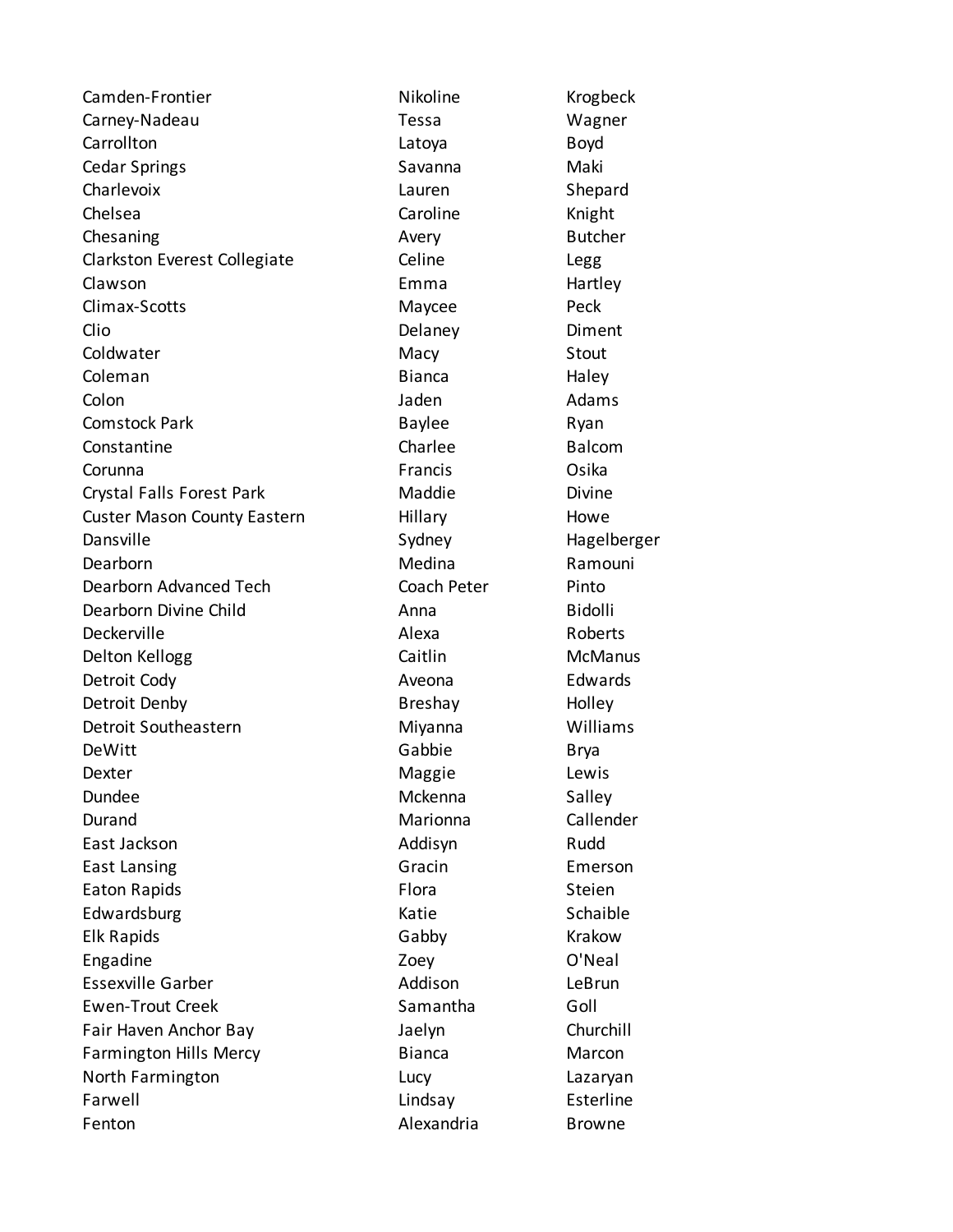| | | |
|---|---|---|
| Camden-Frontier | Nikoline | Krogbeck |
| Carney-Nadeau | Tessa | Wagner |
| Carrollton | Latoya | Boyd |
| Cedar Springs | Savanna | Maki |
| Charlevoix | Lauren | Shepard |
| Chelsea | Caroline | Knight |
| Chesaning | Avery | Butcher |
| Clarkston Everest Collegiate | Celine | Legg |
| Clawson | Emma | Hartley |
| Climax-Scotts | Maycee | Peck |
| Clio | Delaney | Diment |
| Coldwater | Macy | Stout |
| Coleman | Bianca | Haley |
| Colon | Jaden | Adams |
| Comstock Park | Baylee | Ryan |
| Constantine | Charlee | Balcom |
| Corunna | Francis | Osika |
| Crystal Falls Forest Park | Maddie | Divine |
| Custer Mason County Eastern | Hillary | Howe |
| Dansville | Sydney | Hagelberger |
| Dearborn | Medina | Ramouni |
| Dearborn Advanced Tech | Coach Peter | Pinto |
| Dearborn Divine Child | Anna | Bidolli |
| Deckerville | Alexa | Roberts |
| Delton Kellogg | Caitlin | McManus |
| Detroit Cody | Aveona | Edwards |
| Detroit Denby | Breshay | Holley |
| Detroit Southeastern | Miyanna | Williams |
| DeWitt | Gabbie | Brya |
| Dexter | Maggie | Lewis |
| Dundee | Mckenna | Salley |
| Durand | Marionna | Callender |
| East Jackson | Addisyn | Rudd |
| East Lansing | Gracin | Emerson |
| Eaton Rapids | Flora | Steien |
| Edwardsburg | Katie | Schaible |
| Elk Rapids | Gabby | Krakow |
| Engadine | Zoey | O'Neal |
| Essexville Garber | Addison | LeBrun |
| Ewen-Trout Creek | Samantha | Goll |
| Fair Haven Anchor Bay | Jaelyn | Churchill |
| Farmington Hills Mercy | Bianca | Marcon |
| North Farmington | Lucy | Lazaryan |
| Farwell | Lindsay | Esterline |
| Fenton | Alexandria | Browne |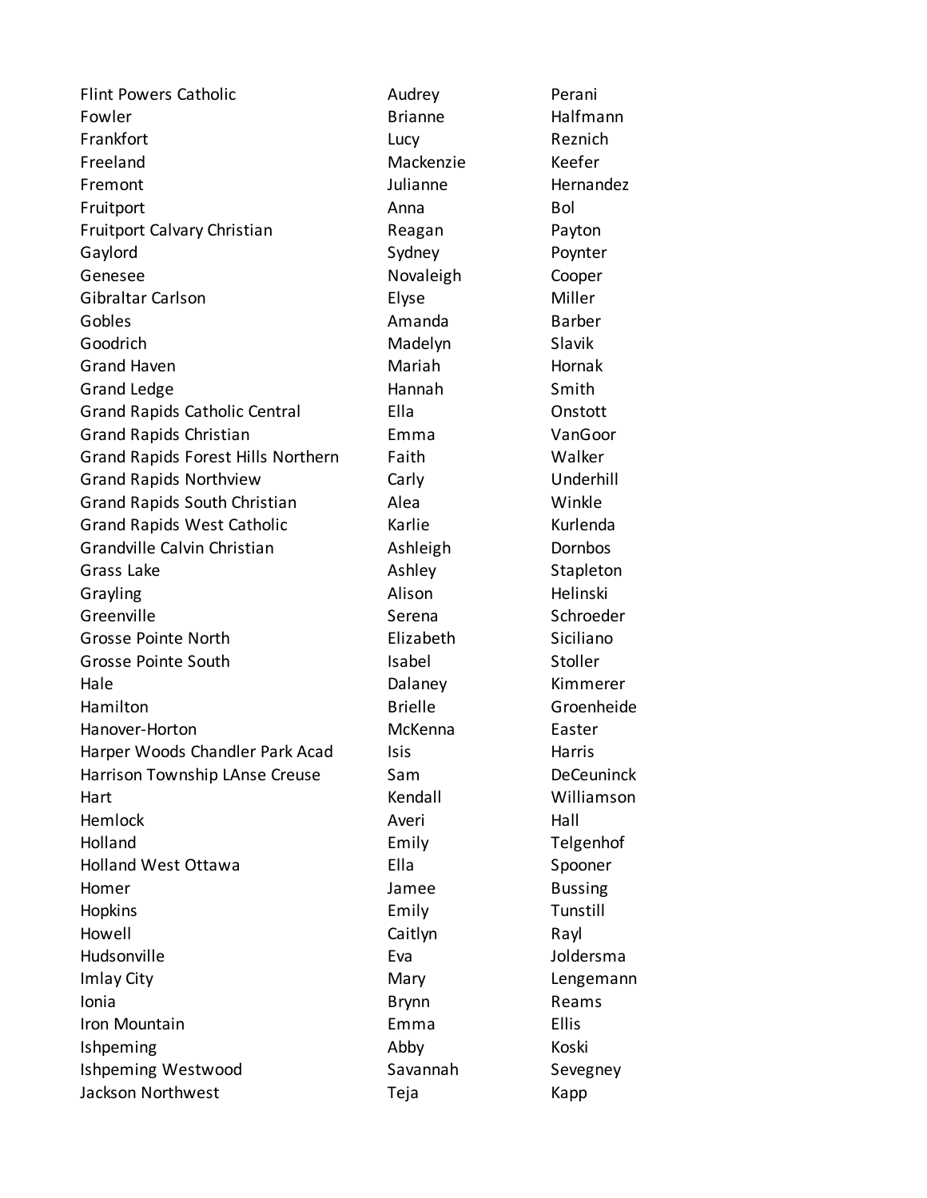| | | |
|---|---|---|
| Flint Powers Catholic | Audrey | Perani |
| Fowler | Brianne | Halfmann |
| Frankfort | Lucy | Reznich |
| Freeland | Mackenzie | Keefer |
| Fremont | Julianne | Hernandez |
| Fruitport | Anna | Bol |
| Fruitport Calvary Christian | Reagan | Payton |
| Gaylord | Sydney | Poynter |
| Genesee | Novaleigh | Cooper |
| Gibraltar Carlson | Elyse | Miller |
| Gobles | Amanda | Barber |
| Goodrich | Madelyn | Slavik |
| Grand Haven | Mariah | Hornak |
| Grand Ledge | Hannah | Smith |
| Grand Rapids Catholic Central | Ella | Onstott |
| Grand Rapids Christian | Emma | VanGoor |
| Grand Rapids Forest Hills Northern | Faith | Walker |
| Grand Rapids Northview | Carly | Underhill |
| Grand Rapids South Christian | Alea | Winkle |
| Grand Rapids West Catholic | Karlie | Kurlenda |
| Grandville Calvin Christian | Ashleigh | Dornbos |
| Grass Lake | Ashley | Stapleton |
| Grayling | Alison | Helinski |
| Greenville | Serena | Schroeder |
| Grosse Pointe North | Elizabeth | Siciliano |
| Grosse Pointe South | Isabel | Stoller |
| Hale | Dalaney | Kimmerer |
| Hamilton | Brielle | Groenheide |
| Hanover-Horton | McKenna | Easter |
| Harper Woods Chandler Park Acad | Isis | Harris |
| Harrison Township LAnse Creuse | Sam | DeCeuninck |
| Hart | Kendall | Williamson |
| Hemlock | Averi | Hall |
| Holland | Emily | Telgenhof |
| Holland West Ottawa | Ella | Spooner |
| Homer | Jamee | Bussing |
| Hopkins | Emily | Tunstill |
| Howell | Caitlyn | Rayl |
| Hudsonville | Eva | Joldersma |
| Imlay City | Mary | Lengemann |
| Ionia | Brynn | Reams |
| Iron Mountain | Emma | Ellis |
| Ishpeming | Abby | Koski |
| Ishpeming Westwood | Savannah | Sevegney |
| Jackson Northwest | Teja | Kapp |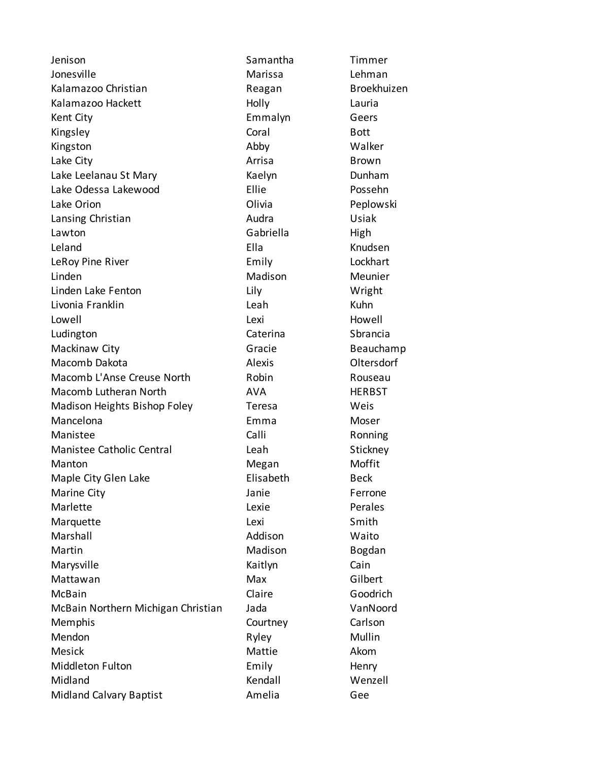| | | |
|---|---|---|
| Jenison | Samantha | Timmer |
| Jonesville | Marissa | Lehman |
| Kalamazoo Christian | Reagan | Broekhuizen |
| Kalamazoo Hackett | Holly | Lauria |
| Kent City | Emmalyn | Geers |
| Kingsley | Coral | Bott |
| Kingston | Abby | Walker |
| Lake City | Arrisa | Brown |
| Lake Leelanau St Mary | Kaelyn | Dunham |
| Lake Odessa Lakewood | Ellie | Possehn |
| Lake Orion | Olivia | Peplowski |
| Lansing Christian | Audra | Usiak |
| Lawton | Gabriella | High |
| Leland | Ella | Knudsen |
| LeRoy Pine River | Emily | Lockhart |
| Linden | Madison | Meunier |
| Linden Lake Fenton | Lily | Wright |
| Livonia Franklin | Leah | Kuhn |
| Lowell | Lexi | Howell |
| Ludington | Caterina | Sbrancia |
| Mackinaw City | Gracie | Beauchamp |
| Macomb Dakota | Alexis | Oltersdorf |
| Macomb L'Anse Creuse North | Robin | Rouseau |
| Macomb Lutheran North | AVA | HERBST |
| Madison Heights Bishop Foley | Teresa | Weis |
| Mancelona | Emma | Moser |
| Manistee | Calli | Ronning |
| Manistee Catholic Central | Leah | Stickney |
| Manton | Megan | Moffit |
| Maple City Glen Lake | Elisabeth | Beck |
| Marine City | Janie | Ferrone |
| Marlette | Lexie | Perales |
| Marquette | Lexi | Smith |
| Marshall | Addison | Waito |
| Martin | Madison | Bogdan |
| Marysville | Kaitlyn | Cain |
| Mattawan | Max | Gilbert |
| McBain | Claire | Goodrich |
| McBain Northern Michigan Christian | Jada | VanNoord |
| Memphis | Courtney | Carlson |
| Mendon | Ryley | Mullin |
| Mesick | Mattie | Akom |
| Middleton Fulton | Emily | Henry |
| Midland | Kendall | Wenzell |
| Midland Calvary Baptist | Amelia | Gee |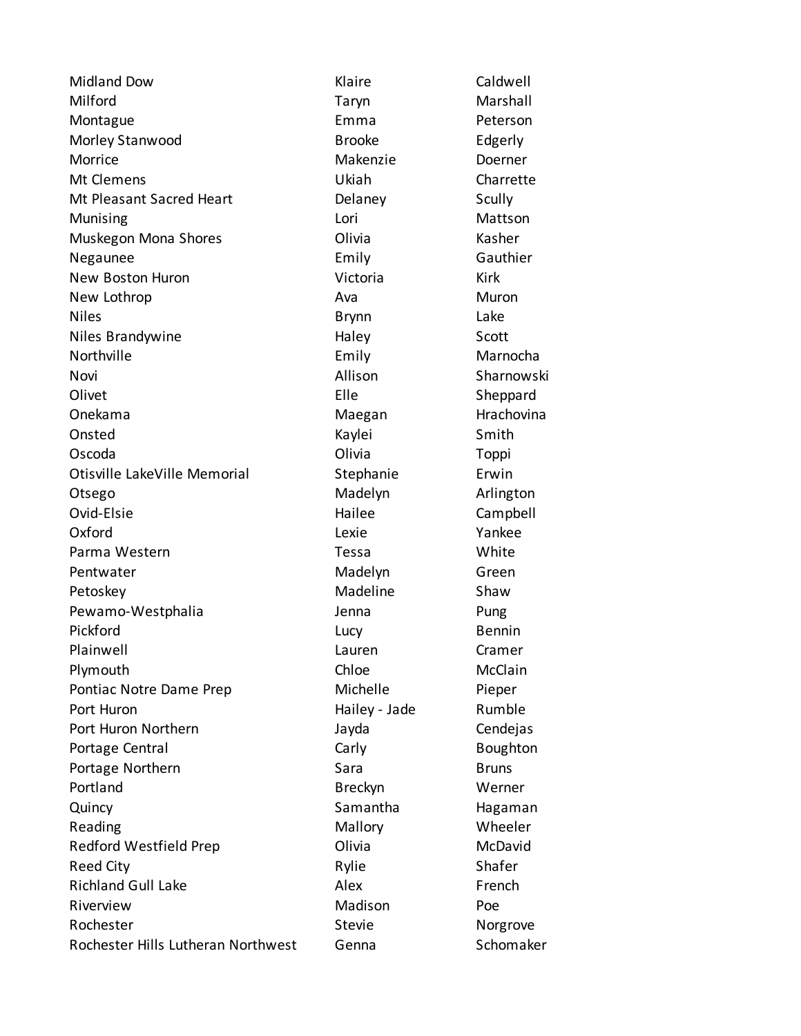| | | |
|---|---|---|
| Midland Dow | Klaire | Caldwell |
| Milford | Taryn | Marshall |
| Montague | Emma | Peterson |
| Morley Stanwood | Brooke | Edgerly |
| Morrice | Makenzie | Doerner |
| Mt Clemens | Ukiah | Charrette |
| Mt Pleasant Sacred Heart | Delaney | Scully |
| Munising | Lori | Mattson |
| Muskegon Mona Shores | Olivia | Kasher |
| Negaunee | Emily | Gauthier |
| New Boston Huron | Victoria | Kirk |
| New Lothrop | Ava | Muron |
| Niles | Brynn | Lake |
| Niles Brandywine | Haley | Scott |
| Northville | Emily | Marnocha |
| Novi | Allison | Sharnowski |
| Olivet | Elle | Sheppard |
| Onekama | Maegan | Hrachovina |
| Onsted | Kaylei | Smith |
| Oscoda | Olivia | Toppi |
| Otisville LakeVille Memorial | Stephanie | Erwin |
| Otsego | Madelyn | Arlington |
| Ovid-Elsie | Hailee | Campbell |
| Oxford | Lexie | Yankee |
| Parma Western | Tessa | White |
| Pentwater | Madelyn | Green |
| Petoskey | Madeline | Shaw |
| Pewamo-Westphalia | Jenna | Pung |
| Pickford | Lucy | Bennin |
| Plainwell | Lauren | Cramer |
| Plymouth | Chloe | McClain |
| Pontiac Notre Dame Prep | Michelle | Pieper |
| Port Huron | Hailey - Jade | Rumble |
| Port Huron Northern | Jayda | Cendejas |
| Portage Central | Carly | Boughton |
| Portage Northern | Sara | Bruns |
| Portland | Breckyn | Werner |
| Quincy | Samantha | Hagaman |
| Reading | Mallory | Wheeler |
| Redford Westfield Prep | Olivia | McDavid |
| Reed City | Rylie | Shafer |
| Richland Gull Lake | Alex | French |
| Riverview | Madison | Poe |
| Rochester | Stevie | Norgrove |
| Rochester Hills Lutheran Northwest | Genna | Schomaker |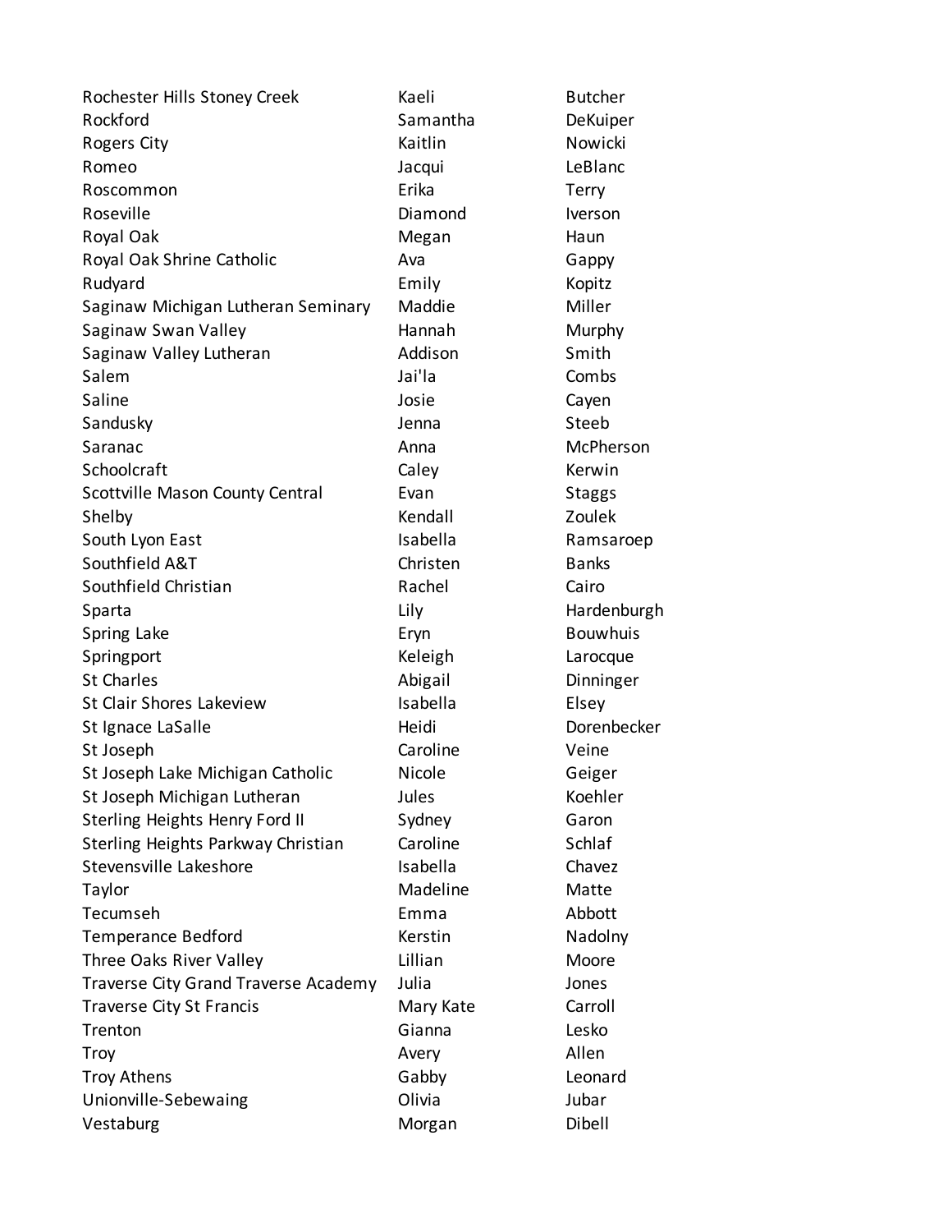| | | |
|---|---|---|
| Rochester Hills Stoney Creek | Kaeli | Butcher |
| Rockford | Samantha | DeKuiper |
| Rogers City | Kaitlin | Nowicki |
| Romeo | Jacqui | LeBlanc |
| Roscommon | Erika | Terry |
| Roseville | Diamond | Iverson |
| Royal Oak | Megan | Haun |
| Royal Oak Shrine Catholic | Ava | Gappy |
| Rudyard | Emily | Kopitz |
| Saginaw Michigan Lutheran Seminary | Maddie | Miller |
| Saginaw Swan Valley | Hannah | Murphy |
| Saginaw Valley Lutheran | Addison | Smith |
| Salem | Jai'la | Combs |
| Saline | Josie | Cayen |
| Sandusky | Jenna | Steeb |
| Saranac | Anna | McPherson |
| Schoolcraft | Caley | Kerwin |
| Scottville Mason County Central | Evan | Staggs |
| Shelby | Kendall | Zoulek |
| South Lyon East | Isabella | Ramsaroep |
| Southfield A&T | Christen | Banks |
| Southfield Christian | Rachel | Cairo |
| Sparta | Lily | Hardenburgh |
| Spring Lake | Eryn | Bouwhuis |
| Springport | Keleigh | Larocque |
| St Charles | Abigail | Dinninger |
| St Clair Shores Lakeview | Isabella | Elsey |
| St Ignace LaSalle | Heidi | Dorenbecker |
| St Joseph | Caroline | Veine |
| St Joseph Lake Michigan Catholic | Nicole | Geiger |
| St Joseph Michigan Lutheran | Jules | Koehler |
| Sterling Heights Henry Ford II | Sydney | Garon |
| Sterling Heights Parkway Christian | Caroline | Schlaf |
| Stevensville Lakeshore | Isabella | Chavez |
| Taylor | Madeline | Matte |
| Tecumseh | Emma | Abbott |
| Temperance Bedford | Kerstin | Nadolny |
| Three Oaks River Valley | Lillian | Moore |
| Traverse City Grand Traverse Academy | Julia | Jones |
| Traverse City St Francis | Mary Kate | Carroll |
| Trenton | Gianna | Lesko |
| Troy | Avery | Allen |
| Troy Athens | Gabby | Leonard |
| Unionville-Sebewaing | Olivia | Jubar |
| Vestaburg | Morgan | Dibell |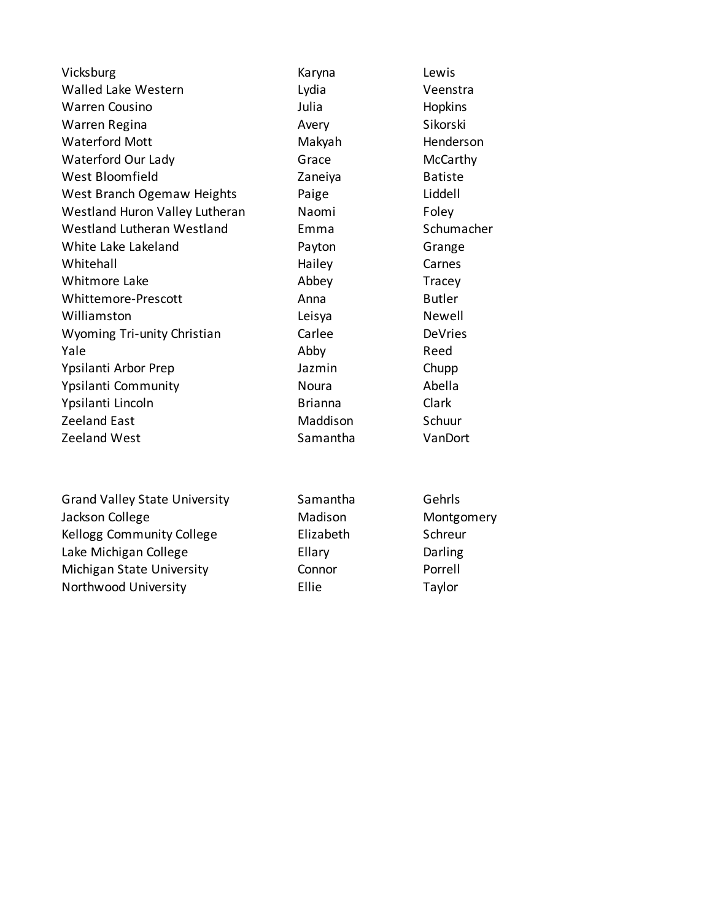| | | |
|---|---|---|
| Vicksburg | Karyna | Lewis |
| Walled Lake Western | Lydia | Veenstra |
| Warren Cousino | Julia | Hopkins |
| Warren Regina | Avery | Sikorski |
| Waterford Mott | Makyah | Henderson |
| Waterford Our Lady | Grace | McCarthy |
| West Bloomfield | Zaneiya | Batiste |
| West Branch Ogemaw Heights | Paige | Liddell |
| Westland Huron Valley Lutheran | Naomi | Foley |
| Westland Lutheran Westland | Emma | Schumacher |
| White Lake Lakeland | Payton | Grange |
| Whitehall | Hailey | Carnes |
| Whitmore Lake | Abbey | Tracey |
| Whittemore-Prescott | Anna | Butler |
| Williamston | Leisya | Newell |
| Wyoming Tri-unity Christian | Carlee | DeVries |
| Yale | Abby | Reed |
| Ypsilanti Arbor Prep | Jazmin | Chupp |
| Ypsilanti Community | Noura | Abella |
| Ypsilanti Lincoln | Brianna | Clark |
| Zeeland East | Maddison | Schuur |
| Zeeland West | Samantha | VanDort |

| | | |
|---|---|---|
| Grand Valley State University | Samantha | Gehrls |
| Jackson College | Madison | Montgomery |
| Kellogg Community College | Elizabeth | Schreur |
| Lake Michigan College | Ellary | Darling |
| Michigan State University | Connor | Porrell |
| Northwood University | Ellie | Taylor |